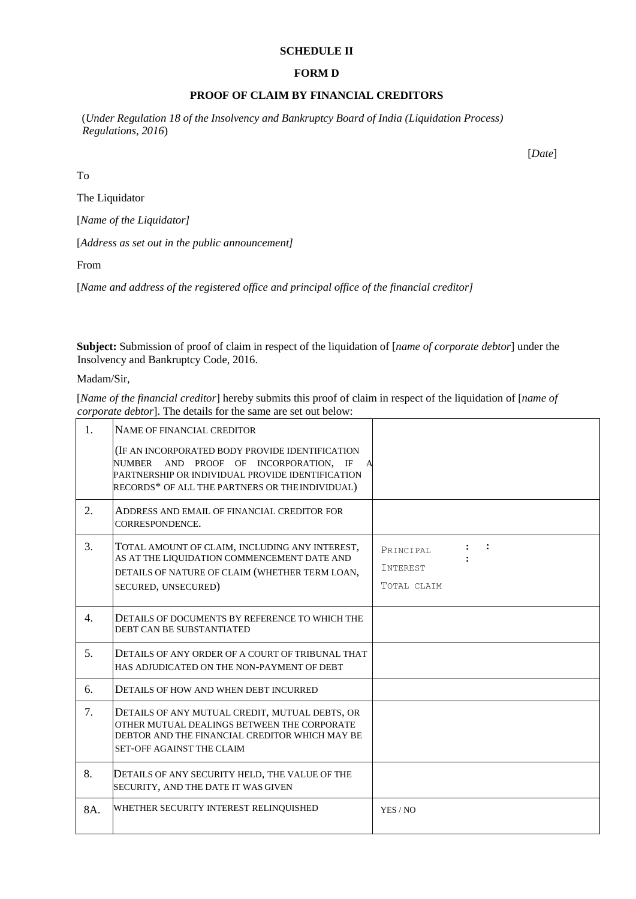**SCHEDULE II**

**FORM D**

**PROOF OF CLAIM BY FINANCIAL CREDITORS**

(*Under Regulation 18 of the Insolvency and Bankruptcy Board of India (Liquidation Process) Regulations, 2016*)

[*Date*]

To

The Liquidator

[*Name of the Liquidator]*

[*Address as set out in the public announcement]*

From

[*Name and address of the registered office and principal office of the financial creditor]*

**Subject:** Submission of proof of claim in respect of the liquidation of [*name of corporate debtor*] under the Insolvency and Bankruptcy Code, 2016.

Madam/Sir,

[*Name of the financial creditor*] hereby submits this proof of claim in respect of the liquidation of [*name of corporate debtor*]. The details for the same are set out below:

| | | |
|---|---|---|
| 1. | NAME OF FINANCIAL CREDITOR<br>(IF AN INCORPORATED BODY PROVIDE IDENTIFICATION NUMBER AND PROOF OF INCORPORATION, IF A PARTNERSHIP OR INDIVIDUAL PROVIDE IDENTIFICATION RECORDS* OF ALL THE PARTNERS OR THE INDIVIDUAL) | |
| 2. | ADDRESS AND EMAIL OF FINANCIAL CREDITOR FOR CORRESPONDENCE. | |
| 3. | TOTAL AMOUNT OF CLAIM, INCLUDING ANY INTEREST, AS AT THE LIQUIDATION COMMENCEMENT DATE AND DETAILS OF NATURE OF CLAIM (WHETHER TERM LOAN, SECURED, UNSECURED) | PRINCIPAL :<br>INTEREST :<br>TOTAL CLAIM : |
| 4. | DETAILS OF DOCUMENTS BY REFERENCE TO WHICH THE DEBT CAN BE SUBSTANTIATED | |
| 5. | DETAILS OF ANY ORDER OF A COURT OF TRIBUNAL THAT HAS ADJUDICATED ON THE NON-PAYMENT OF DEBT | |
| 6. | DETAILS OF HOW AND WHEN DEBT INCURRED | |
| 7. | DETAILS OF ANY MUTUAL CREDIT, MUTUAL DEBTS, OR OTHER MUTUAL DEALINGS BETWEEN THE CORPORATE DEBTOR AND THE FINANCIAL CREDITOR WHICH MAY BE SET-OFF AGAINST THE CLAIM | |
| 8. | DETAILS OF ANY SECURITY HELD, THE VALUE OF THE SECURITY, AND THE DATE IT WAS GIVEN | |
| 8A. | WHETHER SECURITY INTEREST RELINQUISHED | YES / NO |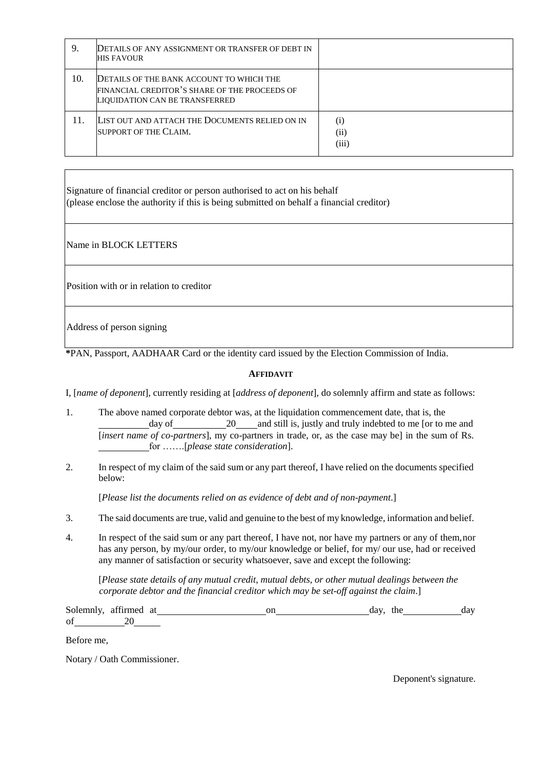| | | |
|---|---|---|
| 9. | DETAILS OF ANY ASSIGNMENT OR TRANSFER OF DEBT IN HIS FAVOUR | |
| 10. | DETAILS OF THE BANK ACCOUNT TO WHICH THE FINANCIAL CREDITOR'S SHARE OF THE PROCEEDS OF LIQUIDATION CAN BE TRANSFERRED | |
| 11. | LIST OUT AND ATTACH THE DOCUMENTS RELIED ON IN SUPPORT OF THE CLAIM. | (i)<br>(ii)<br>(iii) |

| |
|---|
| Signature of financial creditor or person authorised to act on his behalf<br>(please enclose the authority if this is being submitted on behalf a financial creditor) |
| Name in BLOCK LETTERS |
| Position with or in relation to creditor |
| Address of person signing |

*PAN, Passport, AADHAAR Card or the identity card issued by the Election Commission of India.

**AFFIDAVIT**

I, [*name of deponent*], currently residing at [*address of deponent*], do solemnly affirm and state as follows:

1. The above named corporate debtor was, at the liquidation commencement date, that is, the \_\_\_\_\_\_\_\_\_\_ day of \_\_\_\_\_\_\_\_\_\_ 20\_\_\_\_ and still is, justly and truly indebted to me [or to me and [*insert name of co-partners*], my co-partners in trade, or, as the case may be] in the sum of Rs. \_\_\_\_\_\_\_\_\_\_ for …….[*please state consideration*].

2. In respect of my claim of the said sum or any part thereof, I have relied on the documents specified below:

   [*Please list the documents relied on as evidence of debt and of non-payment*.]

3. The said documents are true, valid and genuine to the best of my knowledge, information and belief.

4. In respect of the said sum or any part thereof, I have not, nor have my partners or any of them, nor has any person, by my/our order, to my/our knowledge or belief, for my/ our use, had or received any manner of satisfaction or security whatsoever, save and except the following:

   [*Please state details of any mutual credit, mutual debts, or other mutual dealings between the corporate debtor and the financial creditor which may be set-off against the claim*.]

Solemnly, affirmed at \_\_\_\_\_\_\_\_\_\_\_\_\_\_\_\_\_\_\_\_\_\_ on \_\_\_\_\_\_\_\_\_\_\_\_\_\_\_\_\_\_\_ day, the \_\_\_\_\_\_\_\_\_\_\_\_ day of \_\_\_\_\_\_\_\_\_\_ 20\_\_\_\_\_\_

Before me,

Notary / Oath Commissioner.

Deponent's signature.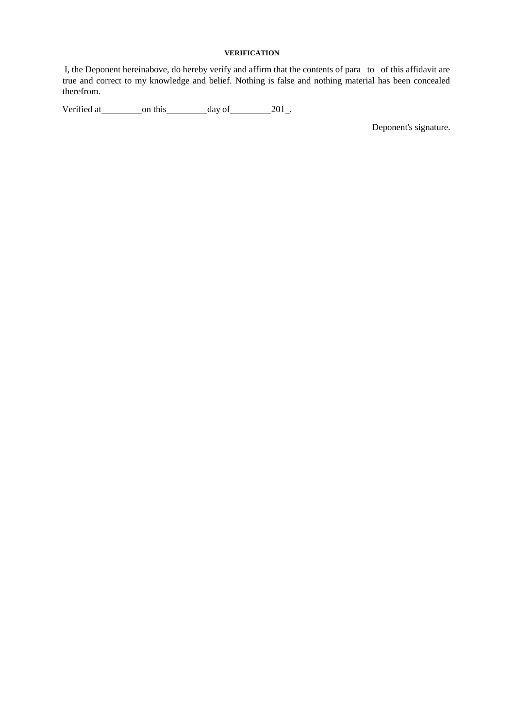**VERIFICATION**

I, the Deponent hereinabove, do hereby verify and affirm that the contents of para\_\_to\_\_of this affidavit are true and correct to my knowledge and belief. Nothing is false and nothing material has been concealed therefrom.

Verified at\_\_\_\_\_\_\_\_\_\_on this\_\_\_\_\_\_\_\_\_\_day of\_\_\_\_\_\_\_\_\_\_201\_.

Deponent's signature.